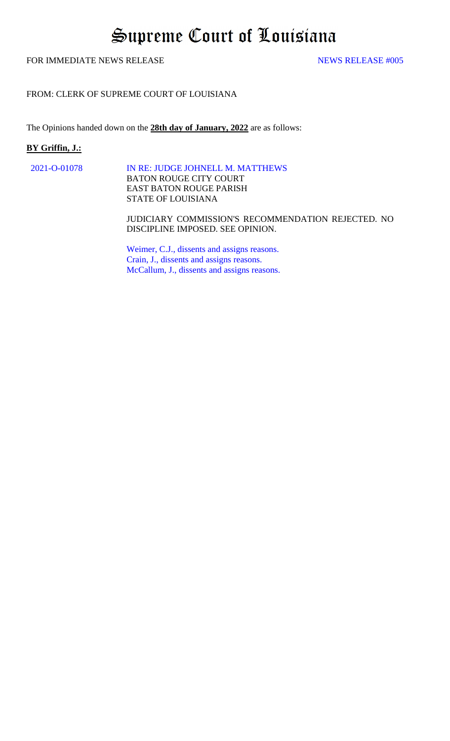# Supreme Court of Louisiana

FOR IMMEDIATE NEWS RELEASE NEWS RELEASE #005

FROM: CLERK OF SUPREME COURT OF LOUISIANA

The Opinions handed down on the **28th day of January, 2022** are as follows:

**BY Griffin, J.:**

2021-O-01078 IN RE: JUDGE JOHNELL M. MATTHEWS
BATON ROUGE CITY COURT
EAST BATON ROUGE PARISH
STATE OF LOUISIANA

JUDICIARY COMMISSION'S RECOMMENDATION REJECTED. NO DISCIPLINE IMPOSED. SEE OPINION.

Weimer, C.J., dissents and assigns reasons.
Crain, J., dissents and assigns reasons.
McCallum, J., dissents and assigns reasons.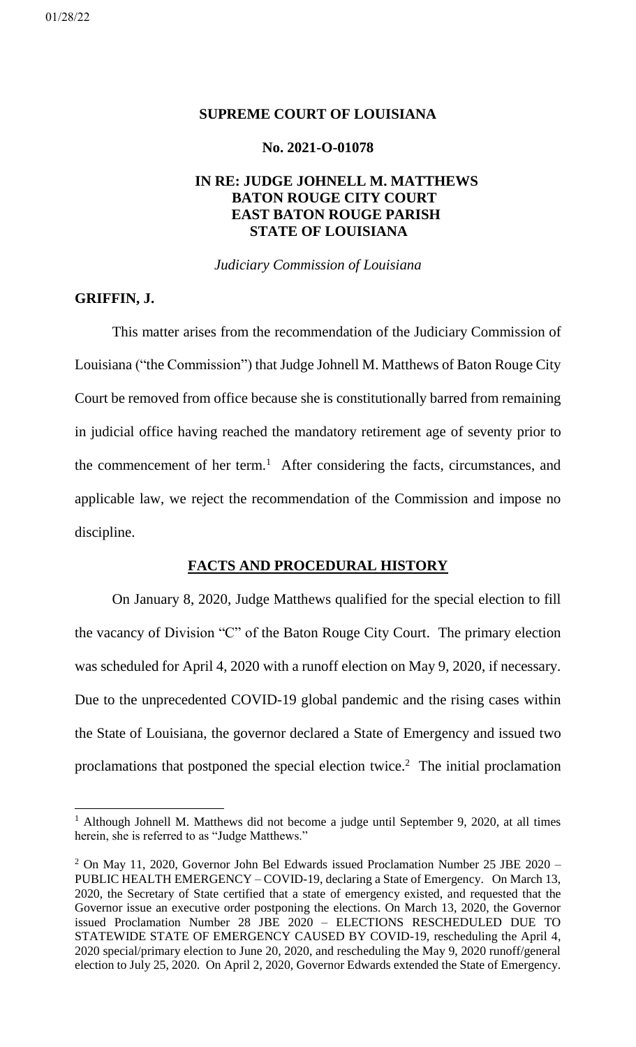01/28/22

**SUPREME COURT OF LOUISIANA**

**No. 2021-O-01078**

**IN RE: JUDGE JOHNELL M. MATTHEWS BATON ROUGE CITY COURT EAST BATON ROUGE PARISH STATE OF LOUISIANA**

*Judiciary Commission of Louisiana*

**GRIFFIN, J.**

This matter arises from the recommendation of the Judiciary Commission of Louisiana ("the Commission") that Judge Johnell M. Matthews of Baton Rouge City Court be removed from office because she is constitutionally barred from remaining in judicial office having reached the mandatory retirement age of seventy prior to the commencement of her term.[1] After considering the facts, circumstances, and applicable law, we reject the recommendation of the Commission and impose no discipline.

**FACTS AND PROCEDURAL HISTORY**

On January 8, 2020, Judge Matthews qualified for the special election to fill the vacancy of Division "C" of the Baton Rouge City Court. The primary election was scheduled for April 4, 2020 with a runoff election on May 9, 2020, if necessary. Due to the unprecedented COVID-19 global pandemic and the rising cases within the State of Louisiana, the governor declared a State of Emergency and issued two proclamations that postponed the special election twice.[2] The initial proclamation

---

[1] Although Johnell M. Matthews did not become a judge until September 9, 2020, at all times herein, she is referred to as "Judge Matthews."

[2] On May 11, 2020, Governor John Bel Edwards issued Proclamation Number 25 JBE 2020 – PUBLIC HEALTH EMERGENCY – COVID-19, declaring a State of Emergency. On March 13, 2020, the Secretary of State certified that a state of emergency existed, and requested that the Governor issue an executive order postponing the elections. On March 13, 2020, the Governor issued Proclamation Number 28 JBE 2020 – ELECTIONS RESCHEDULED DUE TO STATEWIDE STATE OF EMERGENCY CAUSED BY COVID-19, rescheduling the April 4, 2020 special/primary election to June 20, 2020, and rescheduling the May 9, 2020 runoff/general election to July 25, 2020. On April 2, 2020, Governor Edwards extended the State of Emergency.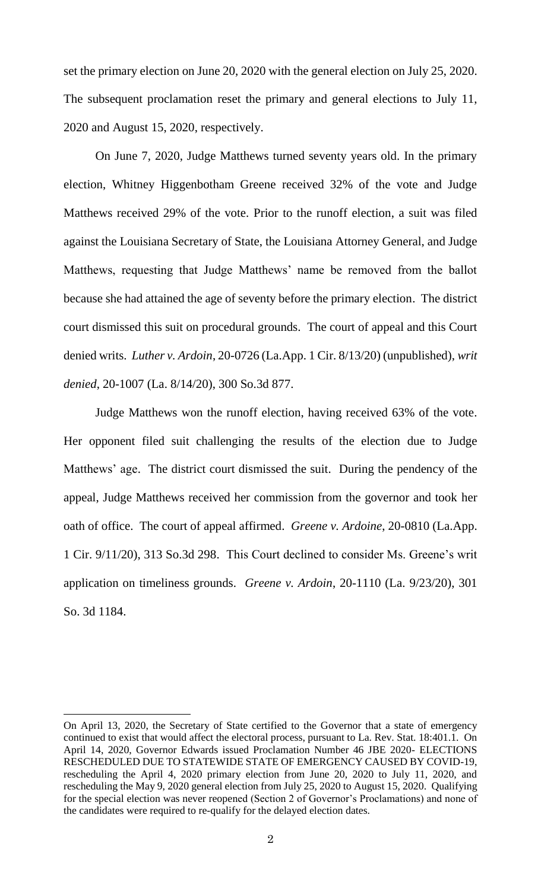set the primary election on June 20, 2020 with the general election on July 25, 2020. The subsequent proclamation reset the primary and general elections to July 11, 2020 and August 15, 2020, respectively.

On June 7, 2020, Judge Matthews turned seventy years old. In the primary election, Whitney Higgenbotham Greene received 32% of the vote and Judge Matthews received 29% of the vote. Prior to the runoff election, a suit was filed against the Louisiana Secretary of State, the Louisiana Attorney General, and Judge Matthews, requesting that Judge Matthews' name be removed from the ballot because she had attained the age of seventy before the primary election. The district court dismissed this suit on procedural grounds. The court of appeal and this Court denied writs. *Luther v. Ardoin*, 20-0726 (La.App. 1 Cir. 8/13/20) (unpublished), *writ denied*, 20-1007 (La. 8/14/20), 300 So.3d 877.

Judge Matthews won the runoff election, having received 63% of the vote. Her opponent filed suit challenging the results of the election due to Judge Matthews' age. The district court dismissed the suit. During the pendency of the appeal, Judge Matthews received her commission from the governor and took her oath of office. The court of appeal affirmed. *Greene v. Ardoine*, 20-0810 (La.App. 1 Cir. 9/11/20), 313 So.3d 298. This Court declined to consider Ms. Greene's writ application on timeliness grounds. *Greene v. Ardoin*, 20-1110 (La. 9/23/20), 301 So. 3d 1184.

---

On April 13, 2020, the Secretary of State certified to the Governor that a state of emergency continued to exist that would affect the electoral process, pursuant to La. Rev. Stat. 18:401.1. On April 14, 2020, Governor Edwards issued Proclamation Number 46 JBE 2020- ELECTIONS RESCHEDULED DUE TO STATEWIDE STATE OF EMERGENCY CAUSED BY COVID-19, rescheduling the April 4, 2020 primary election from June 20, 2020 to July 11, 2020, and rescheduling the May 9, 2020 general election from July 25, 2020 to August 15, 2020. Qualifying for the special election was never reopened (Section 2 of Governor's Proclamations) and none of the candidates were required to re-qualify for the delayed election dates.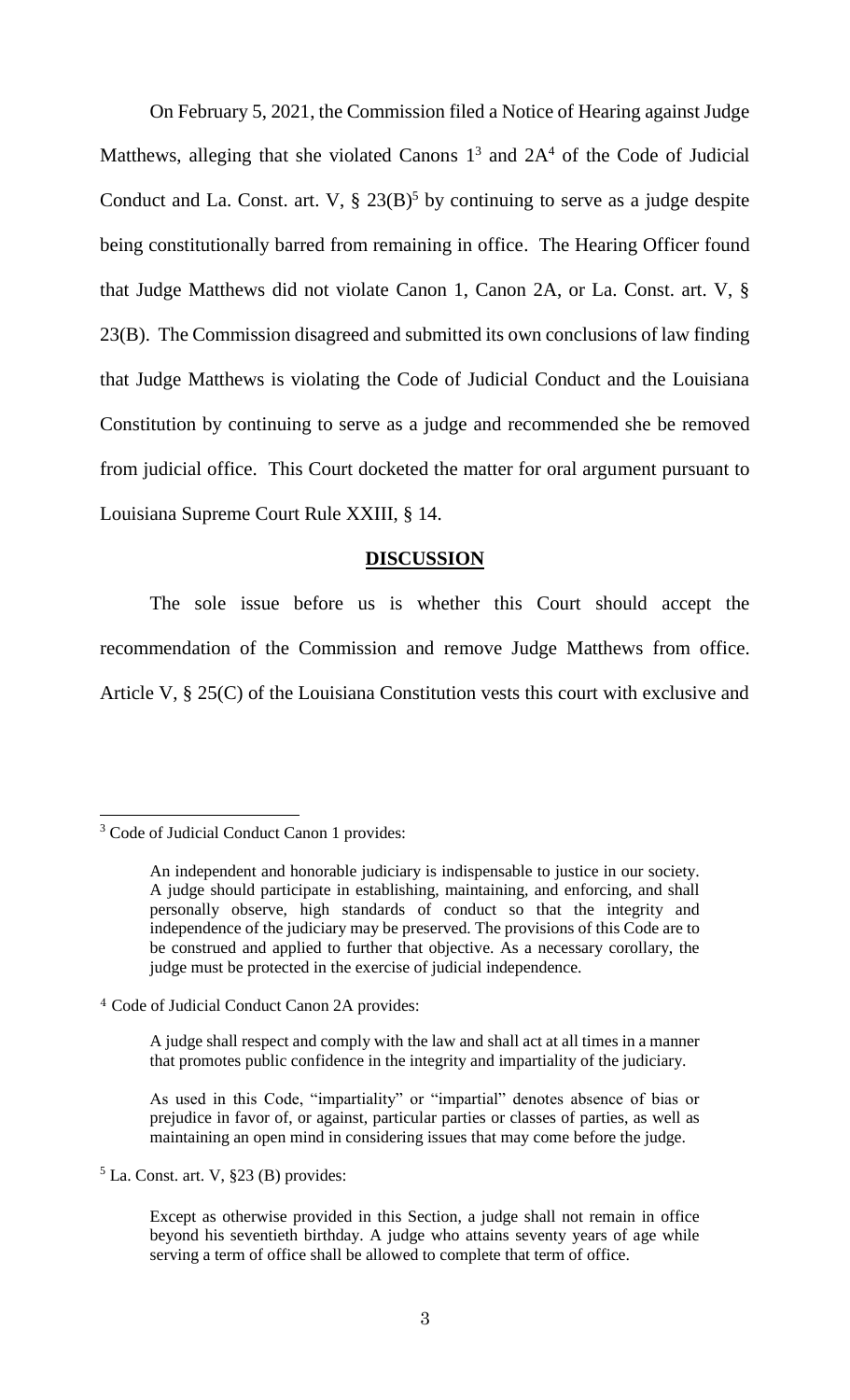On February 5, 2021, the Commission filed a Notice of Hearing against Judge Matthews, alleging that she violated Canons 1[3] and 2A[4] of the Code of Judicial Conduct and La. Const. art. V, § 23(B)[5] by continuing to serve as a judge despite being constitutionally barred from remaining in office. The Hearing Officer found that Judge Matthews did not violate Canon 1, Canon 2A, or La. Const. art. V, § 23(B). The Commission disagreed and submitted its own conclusions of law finding that Judge Matthews is violating the Code of Judicial Conduct and the Louisiana Constitution by continuing to serve as a judge and recommended she be removed from judicial office. This Court docketed the matter for oral argument pursuant to Louisiana Supreme Court Rule XXIII, § 14.

## DISCUSSION

The sole issue before us is whether this Court should accept the recommendation of the Commission and remove Judge Matthews from office. Article V, § 25(C) of the Louisiana Constitution vests this court with exclusive and

---

[3] Code of Judicial Conduct Canon 1 provides:

> An independent and honorable judiciary is indispensable to justice in our society. A judge should participate in establishing, maintaining, and enforcing, and shall personally observe, high standards of conduct so that the integrity and independence of the judiciary may be preserved. The provisions of this Code are to be construed and applied to further that objective. As a necessary corollary, the judge must be protected in the exercise of judicial independence.

[4] Code of Judicial Conduct Canon 2A provides:

> A judge shall respect and comply with the law and shall act at all times in a manner that promotes public confidence in the integrity and impartiality of the judiciary.
>
> As used in this Code, "impartiality" or "impartial" denotes absence of bias or prejudice in favor of, or against, particular parties or classes of parties, as well as maintaining an open mind in considering issues that may come before the judge.

[5] La. Const. art. V, §23 (B) provides:

> Except as otherwise provided in this Section, a judge shall not remain in office beyond his seventieth birthday. A judge who attains seventy years of age while serving a term of office shall be allowed to complete that term of office.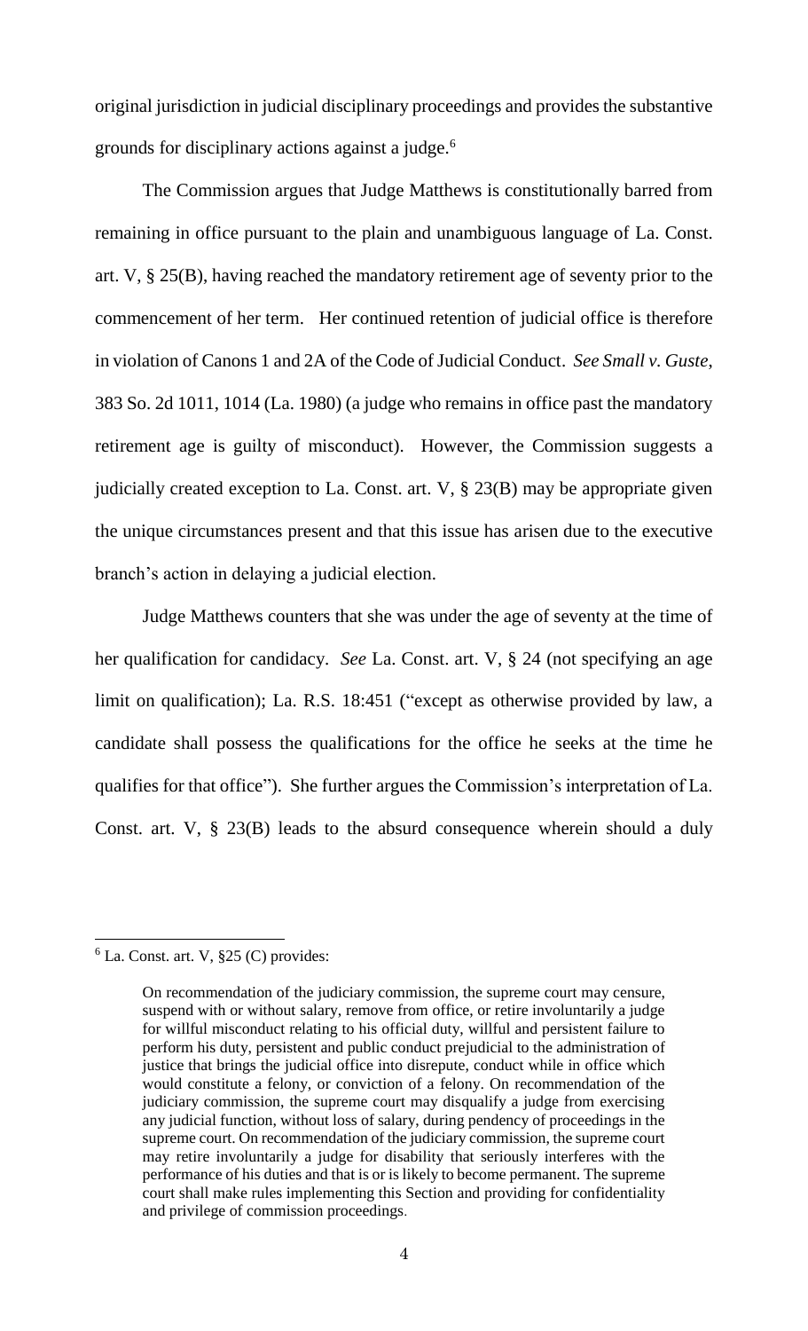original jurisdiction in judicial disciplinary proceedings and provides the substantive grounds for disciplinary actions against a judge.[6]

The Commission argues that Judge Matthews is constitutionally barred from remaining in office pursuant to the plain and unambiguous language of La. Const. art. V, § 25(B), having reached the mandatory retirement age of seventy prior to the commencement of her term. Her continued retention of judicial office is therefore in violation of Canons 1 and 2A of the Code of Judicial Conduct. *See Small v. Guste*, 383 So. 2d 1011, 1014 (La. 1980) (a judge who remains in office past the mandatory retirement age is guilty of misconduct). However, the Commission suggests a judicially created exception to La. Const. art. V, § 23(B) may be appropriate given the unique circumstances present and that this issue has arisen due to the executive branch's action in delaying a judicial election.

Judge Matthews counters that she was under the age of seventy at the time of her qualification for candidacy. *See* La. Const. art. V, § 24 (not specifying an age limit on qualification); La. R.S. 18:451 ("except as otherwise provided by law, a candidate shall possess the qualifications for the office he seeks at the time he qualifies for that office"). She further argues the Commission's interpretation of La. Const. art. V, § 23(B) leads to the absurd consequence wherein should a duly

---

[6] La. Const. art. V, §25 (C) provides:

> On recommendation of the judiciary commission, the supreme court may censure, suspend with or without salary, remove from office, or retire involuntarily a judge for willful misconduct relating to his official duty, willful and persistent failure to perform his duty, persistent and public conduct prejudicial to the administration of justice that brings the judicial office into disrepute, conduct while in office which would constitute a felony, or conviction of a felony. On recommendation of the judiciary commission, the supreme court may disqualify a judge from exercising any judicial function, without loss of salary, during pendency of proceedings in the supreme court. On recommendation of the judiciary commission, the supreme court may retire involuntarily a judge for disability that seriously interferes with the performance of his duties and that is or is likely to become permanent. The supreme court shall make rules implementing this Section and providing for confidentiality and privilege of commission proceedings.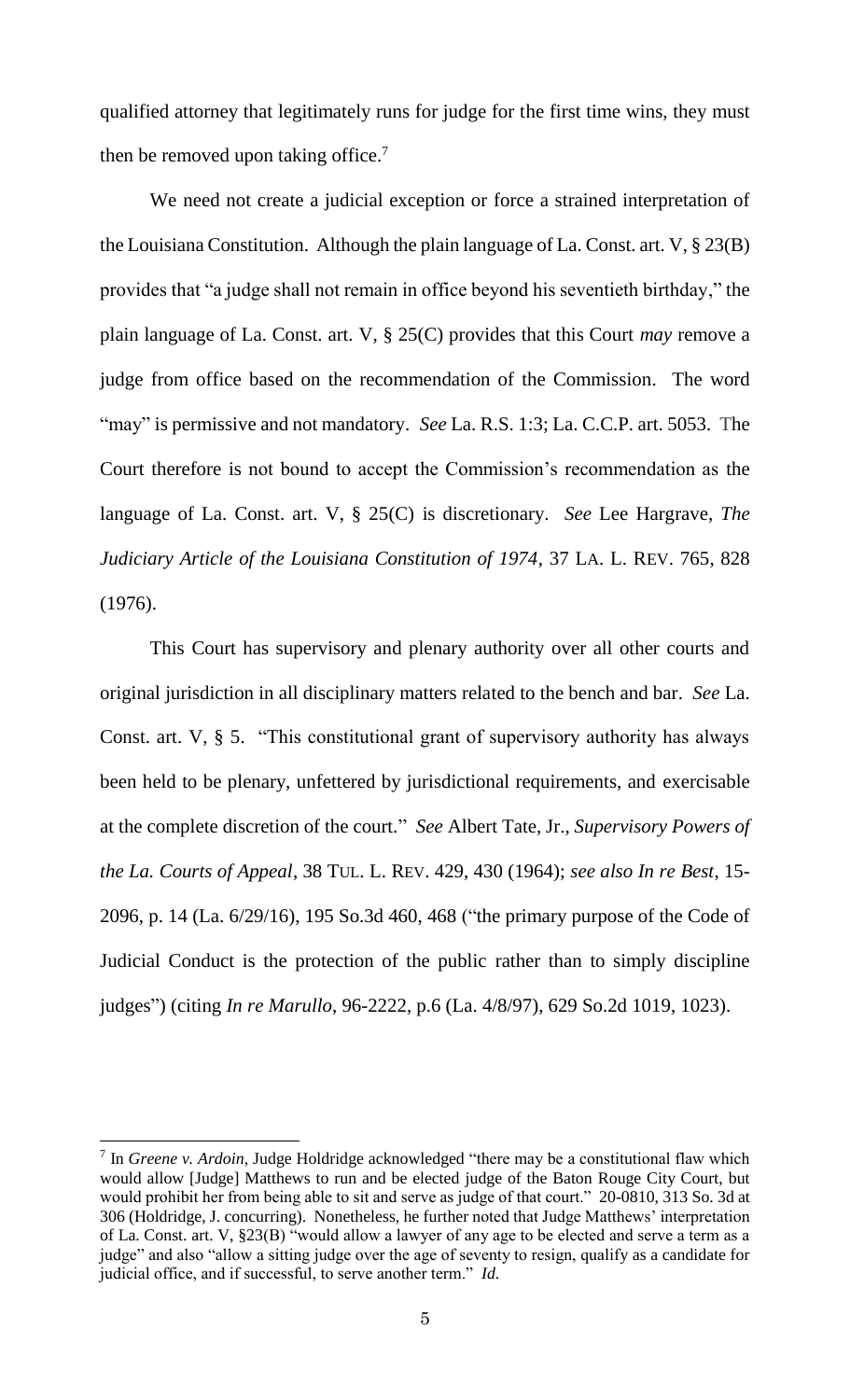qualified attorney that legitimately runs for judge for the first time wins, they must then be removed upon taking office.[7]

We need not create a judicial exception or force a strained interpretation of the Louisiana Constitution. Although the plain language of La. Const. art. V, § 23(B) provides that "a judge shall not remain in office beyond his seventieth birthday," the plain language of La. Const. art. V, § 25(C) provides that this Court *may* remove a judge from office based on the recommendation of the Commission. The word "may" is permissive and not mandatory. *See* La. R.S. 1:3; La. C.C.P. art. 5053. The Court therefore is not bound to accept the Commission's recommendation as the language of La. Const. art. V, § 25(C) is discretionary. *See* Lee Hargrave, *The Judiciary Article of the Louisiana Constitution of 1974*, 37 LA. L. REV. 765, 828 (1976).

This Court has supervisory and plenary authority over all other courts and original jurisdiction in all disciplinary matters related to the bench and bar. *See* La. Const. art. V, § 5. "This constitutional grant of supervisory authority has always been held to be plenary, unfettered by jurisdictional requirements, and exercisable at the complete discretion of the court." *See* Albert Tate, Jr., *Supervisory Powers of the La. Courts of Appeal*, 38 TUL. L. REV. 429, 430 (1964); *see also In re Best*, 15-2096, p. 14 (La. 6/29/16), 195 So.3d 460, 468 ("the primary purpose of the Code of Judicial Conduct is the protection of the public rather than to simply discipline judges") (citing *In re Marullo*, 96-2222, p.6 (La. 4/8/97), 629 So.2d 1019, 1023).

---

[7] In *Greene v. Ardoin*, Judge Holdridge acknowledged "there may be a constitutional flaw which would allow [Judge] Matthews to run and be elected judge of the Baton Rouge City Court, but would prohibit her from being able to sit and serve as judge of that court." 20-0810, 313 So. 3d at 306 (Holdridge, J. concurring). Nonetheless, he further noted that Judge Matthews' interpretation of La. Const. art. V, §23(B) "would allow a lawyer of any age to be elected and serve a term as a judge" and also "allow a sitting judge over the age of seventy to resign, qualify as a candidate for judicial office, and if successful, to serve another term." *Id.*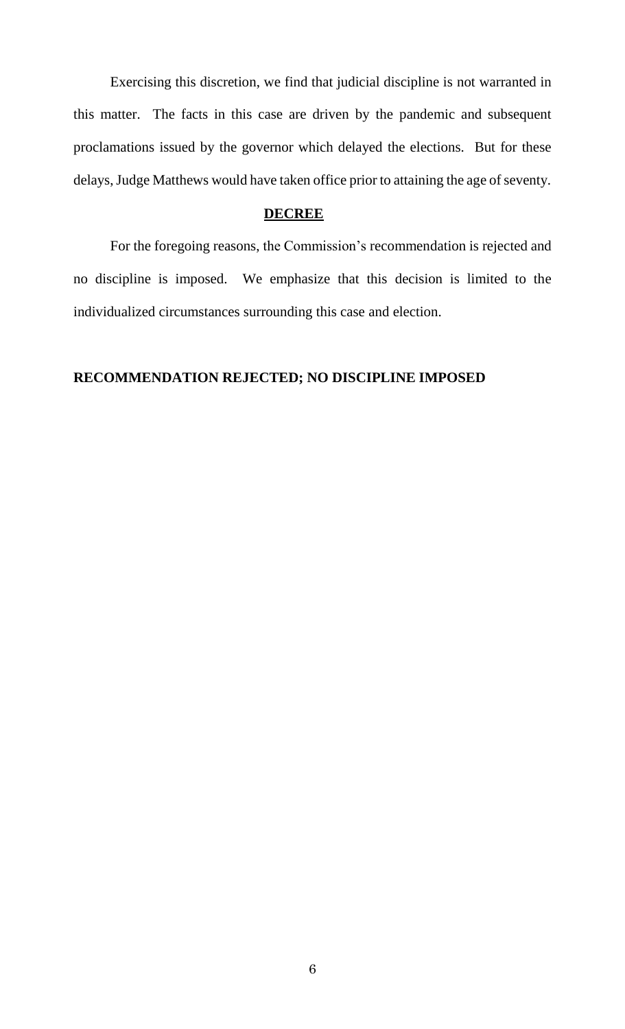Exercising this discretion, we find that judicial discipline is not warranted in this matter. The facts in this case are driven by the pandemic and subsequent proclamations issued by the governor which delayed the elections. But for these delays, Judge Matthews would have taken office prior to attaining the age of seventy.

## **DECREE**

For the foregoing reasons, the Commission's recommendation is rejected and no discipline is imposed. We emphasize that this decision is limited to the individualized circumstances surrounding this case and election.

**RECOMMENDATION REJECTED; NO DISCIPLINE IMPOSED**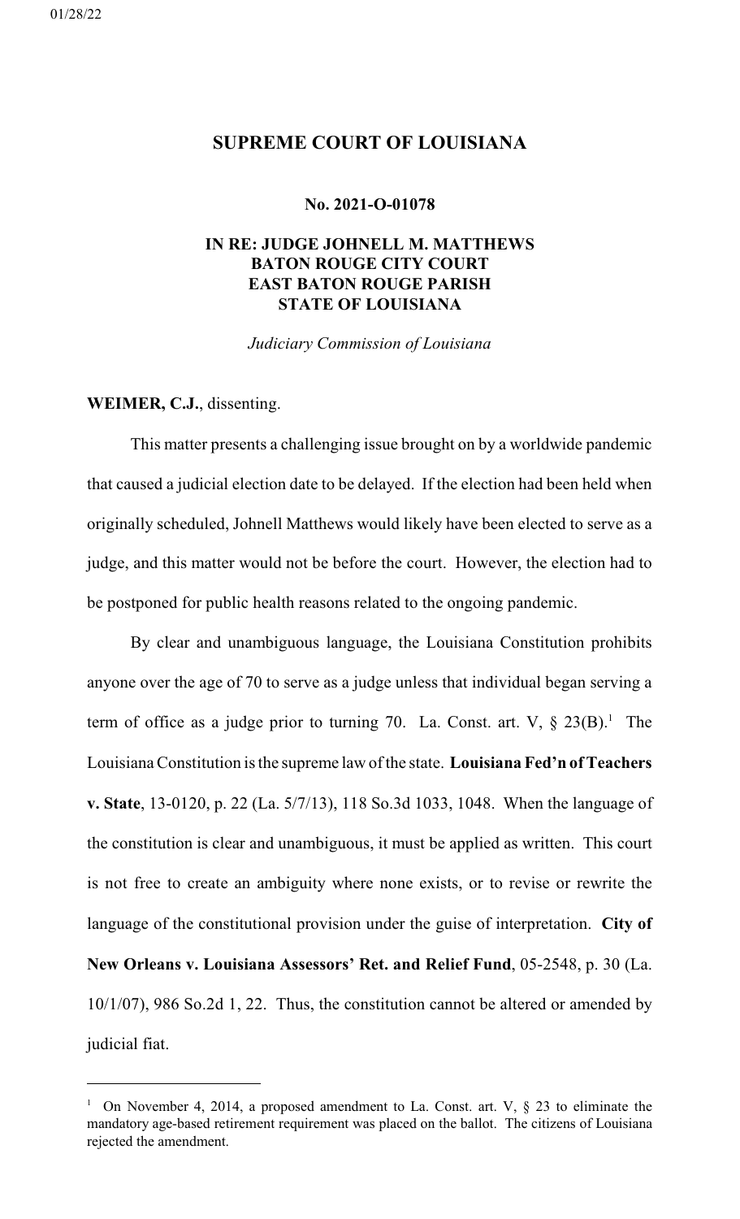**SUPREME COURT OF LOUISIANA**

**No. 2021-O-01078**

**IN RE: JUDGE JOHNELL M. MATTHEWS**
**BATON ROUGE CITY COURT**
**EAST BATON ROUGE PARISH**
**STATE OF LOUISIANA**

*Judiciary Commission of Louisiana*

**WEIMER, C.J.**, dissenting.

This matter presents a challenging issue brought on by a worldwide pandemic that caused a judicial election date to be delayed. If the election had been held when originally scheduled, Johnell Matthews would likely have been elected to serve as a judge, and this matter would not be before the court. However, the election had to be postponed for public health reasons related to the ongoing pandemic.

By clear and unambiguous language, the Louisiana Constitution prohibits anyone over the age of 70 to serve as a judge unless that individual began serving a term of office as a judge prior to turning 70. La. Const. art. V, § 23(B).[1] The Louisiana Constitution is the supreme law of the state. **Louisiana Fed'n of Teachers v. State**, 13-0120, p. 22 (La. 5/7/13), 118 So.3d 1033, 1048. When the language of the constitution is clear and unambiguous, it must be applied as written. This court is not free to create an ambiguity where none exists, or to revise or rewrite the language of the constitutional provision under the guise of interpretation. **City of New Orleans v. Louisiana Assessors' Ret. and Relief Fund**, 05-2548, p. 30 (La. 10/1/07), 986 So.2d 1, 22. Thus, the constitution cannot be altered or amended by judicial fiat.

---

[1] On November 4, 2014, a proposed amendment to La. Const. art. V, § 23 to eliminate the mandatory age-based retirement requirement was placed on the ballot. The citizens of Louisiana rejected the amendment.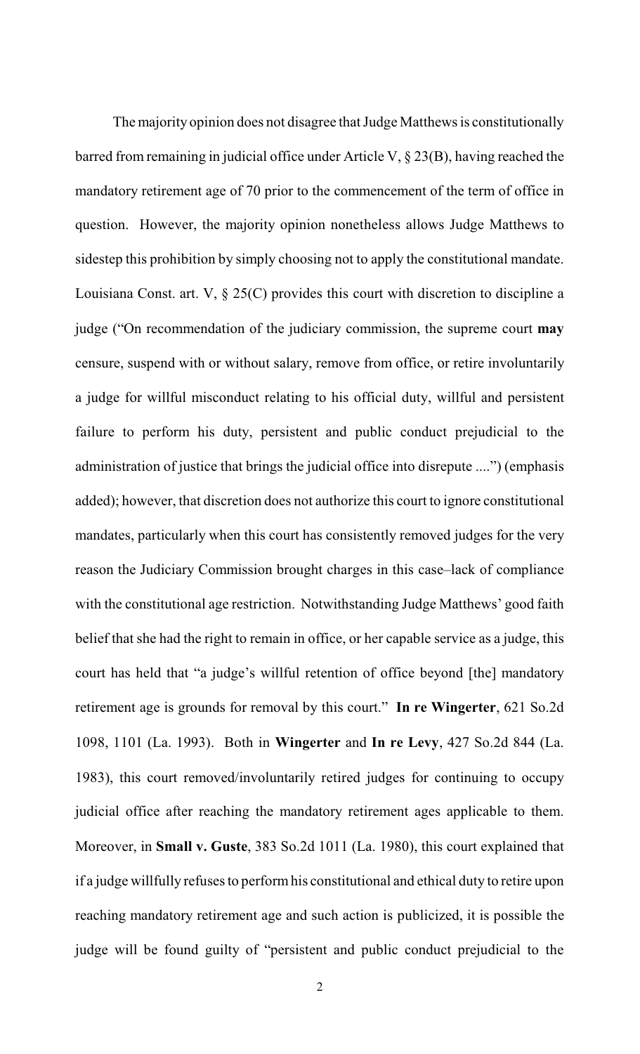The majority opinion does not disagree that Judge Matthews is constitutionally barred from remaining in judicial office under Article V, § 23(B), having reached the mandatory retirement age of 70 prior to the commencement of the term of office in question. However, the majority opinion nonetheless allows Judge Matthews to sidestep this prohibition by simply choosing not to apply the constitutional mandate. Louisiana Const. art. V, § 25(C) provides this court with discretion to discipline a judge ("On recommendation of the judiciary commission, the supreme court **may** censure, suspend with or without salary, remove from office, or retire involuntarily a judge for willful misconduct relating to his official duty, willful and persistent failure to perform his duty, persistent and public conduct prejudicial to the administration of justice that brings the judicial office into disrepute ....") (emphasis added); however, that discretion does not authorize this court to ignore constitutional mandates, particularly when this court has consistently removed judges for the very reason the Judiciary Commission brought charges in this case–lack of compliance with the constitutional age restriction. Notwithstanding Judge Matthews' good faith belief that she had the right to remain in office, or her capable service as a judge, this court has held that "a judge's willful retention of office beyond [the] mandatory retirement age is grounds for removal by this court." **In re Wingerter**, 621 So.2d 1098, 1101 (La. 1993). Both in **Wingerter** and **In re Levy**, 427 So.2d 844 (La. 1983), this court removed/involuntarily retired judges for continuing to occupy judicial office after reaching the mandatory retirement ages applicable to them. Moreover, in **Small v. Guste**, 383 So.2d 1011 (La. 1980), this court explained that if a judge willfully refuses to perform his constitutional and ethical duty to retire upon reaching mandatory retirement age and such action is publicized, it is possible the judge will be found guilty of "persistent and public conduct prejudicial to the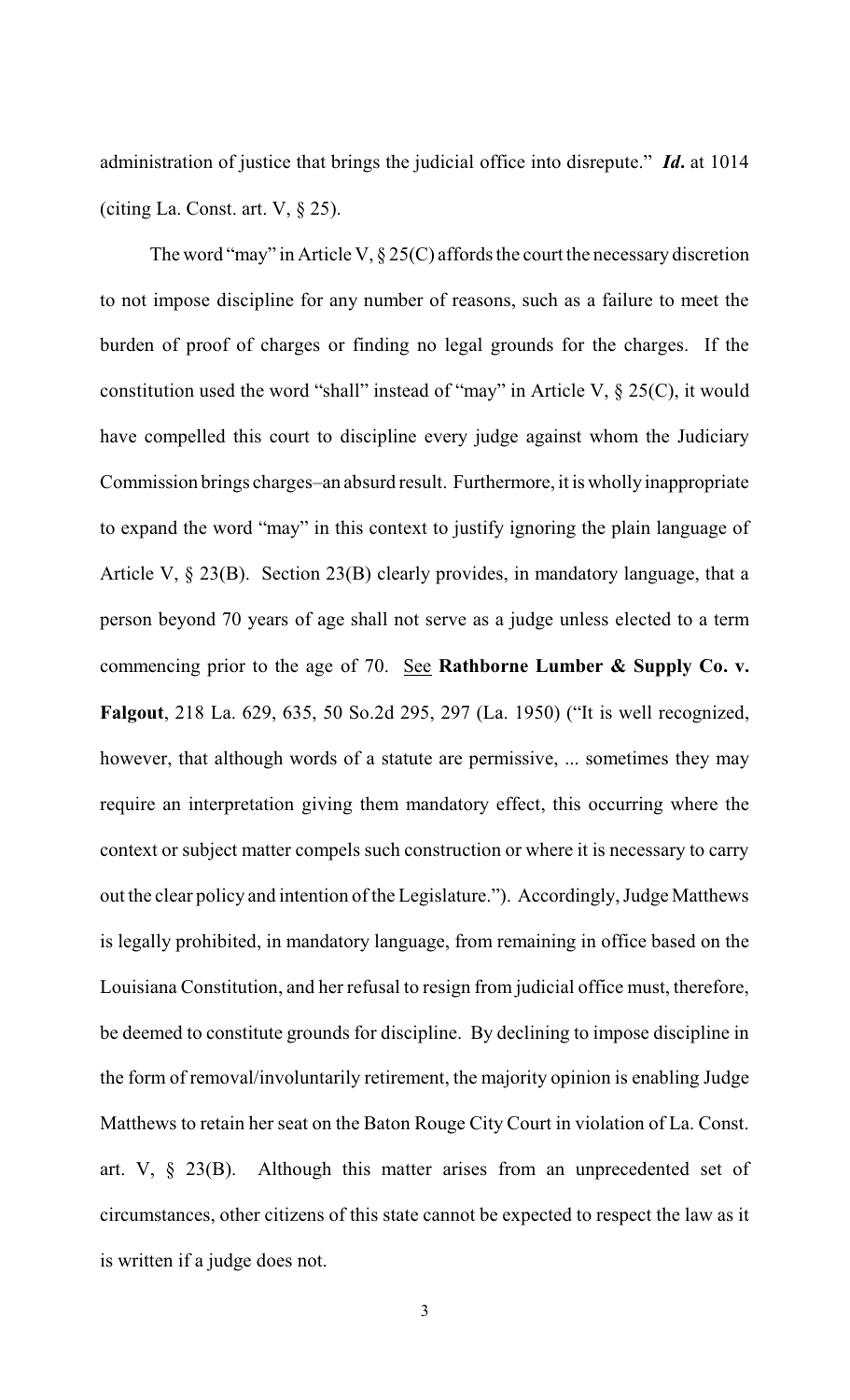administration of justice that brings the judicial office into disrepute." ***Id***. at 1014 (citing La. Const. art. V, § 25).

The word "may" in Article V, § 25(C) affords the court the necessary discretion to not impose discipline for any number of reasons, such as a failure to meet the burden of proof of charges or finding no legal grounds for the charges. If the constitution used the word "shall" instead of "may" in Article V, § 25(C), it would have compelled this court to discipline every judge against whom the Judiciary Commission brings charges–an absurd result. Furthermore, it is wholly inappropriate to expand the word "may" in this context to justify ignoring the plain language of Article V, § 23(B). Section 23(B) clearly provides, in mandatory language, that a person beyond 70 years of age shall not serve as a judge unless elected to a term commencing prior to the age of 70. See **Rathborne Lumber & Supply Co. v. Falgout**, 218 La. 629, 635, 50 So.2d 295, 297 (La. 1950) ("It is well recognized, however, that although words of a statute are permissive, ... sometimes they may require an interpretation giving them mandatory effect, this occurring where the context or subject matter compels such construction or where it is necessary to carry out the clear policy and intention of the Legislature."). Accordingly, Judge Matthews is legally prohibited, in mandatory language, from remaining in office based on the Louisiana Constitution, and her refusal to resign from judicial office must, therefore, be deemed to constitute grounds for discipline. By declining to impose discipline in the form of removal/involuntarily retirement, the majority opinion is enabling Judge Matthews to retain her seat on the Baton Rouge City Court in violation of La. Const. art. V, § 23(B). Although this matter arises from an unprecedented set of circumstances, other citizens of this state cannot be expected to respect the law as it is written if a judge does not.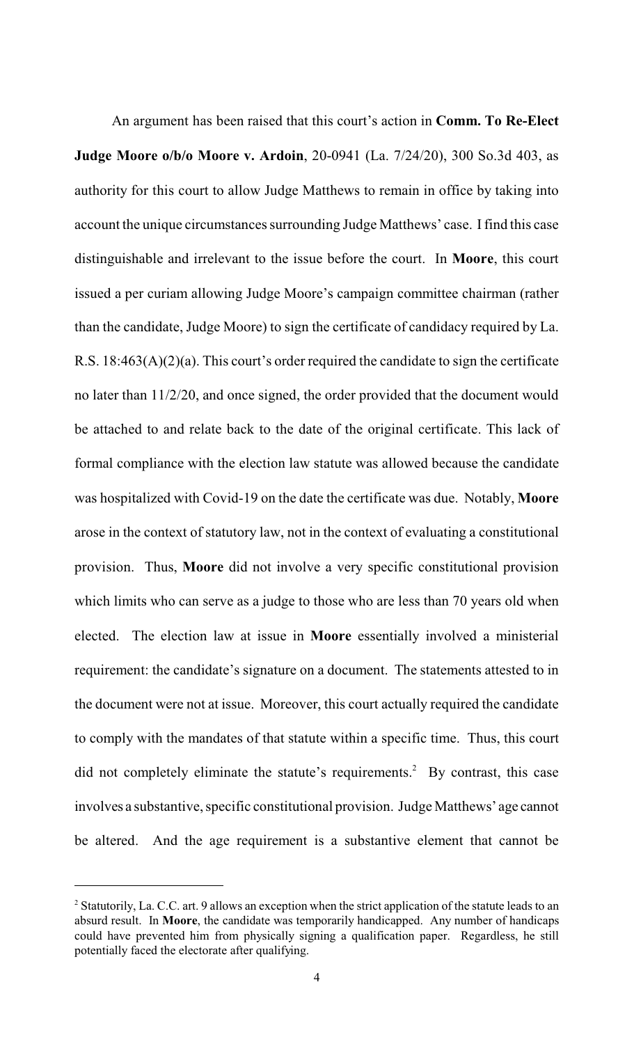An argument has been raised that this court's action in **Comm. To Re-Elect Judge Moore o/b/o Moore v. Ardoin**, 20-0941 (La. 7/24/20), 300 So.3d 403, as authority for this court to allow Judge Matthews to remain in office by taking into account the unique circumstances surrounding Judge Matthews' case. I find this case distinguishable and irrelevant to the issue before the court. In **Moore**, this court issued a per curiam allowing Judge Moore's campaign committee chairman (rather than the candidate, Judge Moore) to sign the certificate of candidacy required by La. R.S. 18:463(A)(2)(a). This court's order required the candidate to sign the certificate no later than 11/2/20, and once signed, the order provided that the document would be attached to and relate back to the date of the original certificate. This lack of formal compliance with the election law statute was allowed because the candidate was hospitalized with Covid-19 on the date the certificate was due. Notably, **Moore** arose in the context of statutory law, not in the context of evaluating a constitutional provision. Thus, **Moore** did not involve a very specific constitutional provision which limits who can serve as a judge to those who are less than 70 years old when elected. The election law at issue in **Moore** essentially involved a ministerial requirement: the candidate's signature on a document. The statements attested to in the document were not at issue. Moreover, this court actually required the candidate to comply with the mandates of that statute within a specific time. Thus, this court did not completely eliminate the statute's requirements.[2] By contrast, this case involves a substantive, specific constitutional provision. Judge Matthews' age cannot be altered. And the age requirement is a substantive element that cannot be

---

[2] Statutorily, La. C.C. art. 9 allows an exception when the strict application of the statute leads to an absurd result. In **Moore**, the candidate was temporarily handicapped. Any number of handicaps could have prevented him from physically signing a qualification paper. Regardless, he still potentially faced the electorate after qualifying.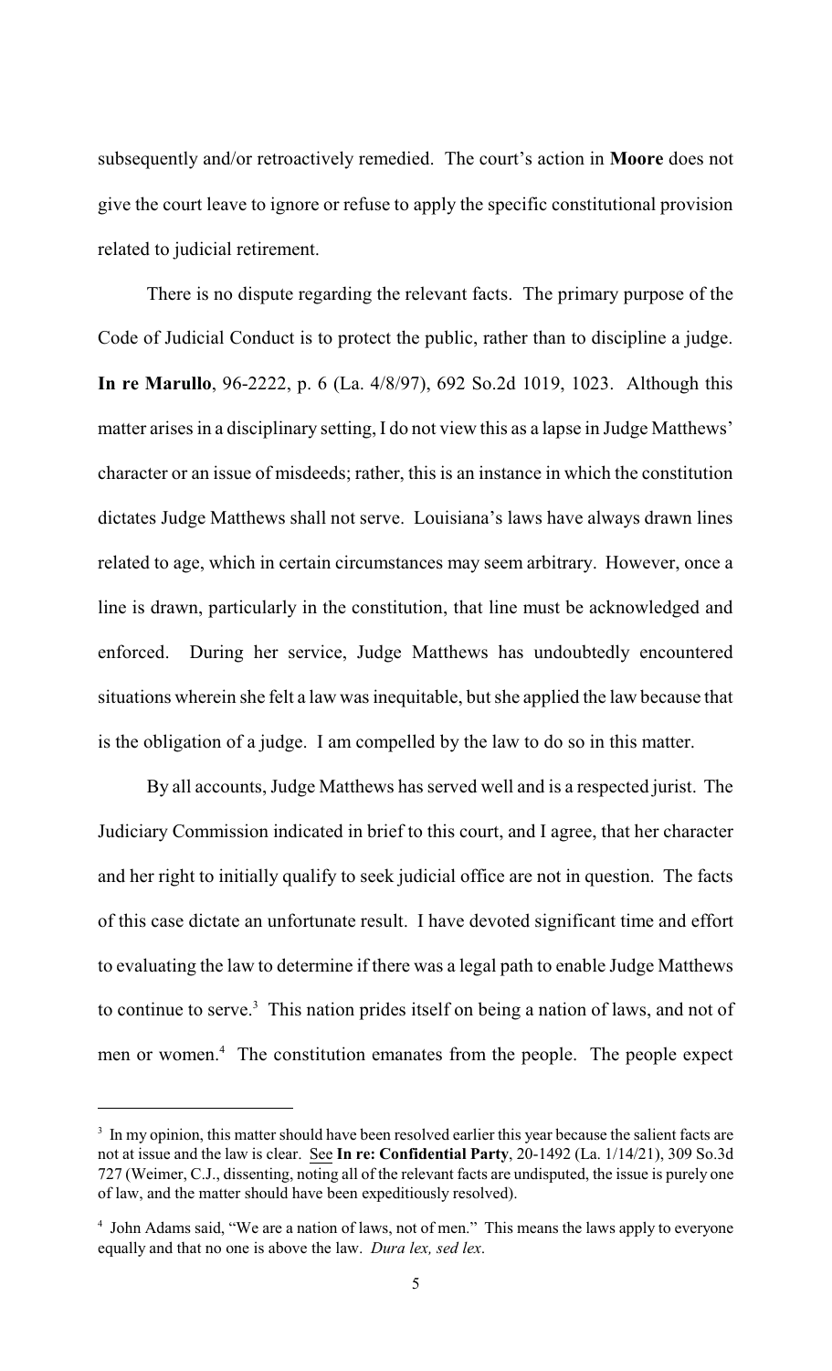subsequently and/or retroactively remedied. The court's action in **Moore** does not give the court leave to ignore or refuse to apply the specific constitutional provision related to judicial retirement.

There is no dispute regarding the relevant facts. The primary purpose of the Code of Judicial Conduct is to protect the public, rather than to discipline a judge. **In re Marullo**, 96-2222, p. 6 (La. 4/8/97), 692 So.2d 1019, 1023. Although this matter arises in a disciplinary setting, I do not view this as a lapse in Judge Matthews' character or an issue of misdeeds; rather, this is an instance in which the constitution dictates Judge Matthews shall not serve. Louisiana's laws have always drawn lines related to age, which in certain circumstances may seem arbitrary. However, once a line is drawn, particularly in the constitution, that line must be acknowledged and enforced. During her service, Judge Matthews has undoubtedly encountered situations wherein she felt a law was inequitable, but she applied the law because that is the obligation of a judge. I am compelled by the law to do so in this matter.

By all accounts, Judge Matthews has served well and is a respected jurist. The Judiciary Commission indicated in brief to this court, and I agree, that her character and her right to initially qualify to seek judicial office are not in question. The facts of this case dictate an unfortunate result. I have devoted significant time and effort to evaluating the law to determine if there was a legal path to enable Judge Matthews to continue to serve.[3] This nation prides itself on being a nation of laws, and not of men or women.[4] The constitution emanates from the people. The people expect

[3] In my opinion, this matter should have been resolved earlier this year because the salient facts are not at issue and the law is clear. See **In re: Confidential Party**, 20-1492 (La. 1/14/21), 309 So.3d 727 (Weimer, C.J., dissenting, noting all of the relevant facts are undisputed, the issue is purely one of law, and the matter should have been expeditiously resolved).

[4] John Adams said, "We are a nation of laws, not of men." This means the laws apply to everyone equally and that no one is above the law. *Dura lex, sed lex*.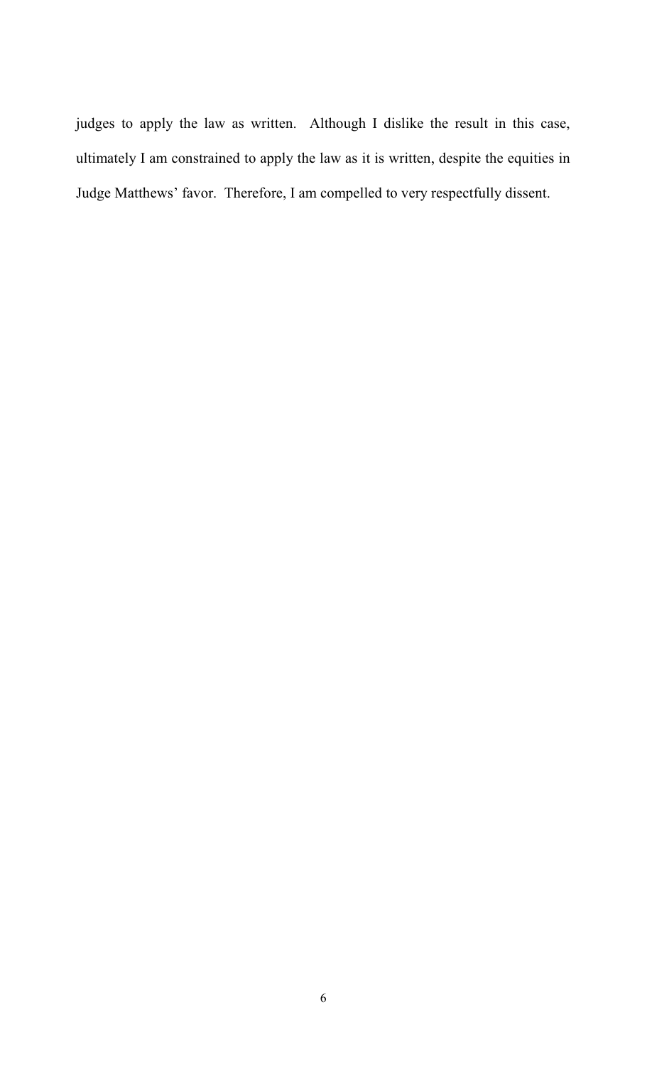judges to apply the law as written. Although I dislike the result in this case, ultimately I am constrained to apply the law as it is written, despite the equities in Judge Matthews' favor. Therefore, I am compelled to very respectfully dissent.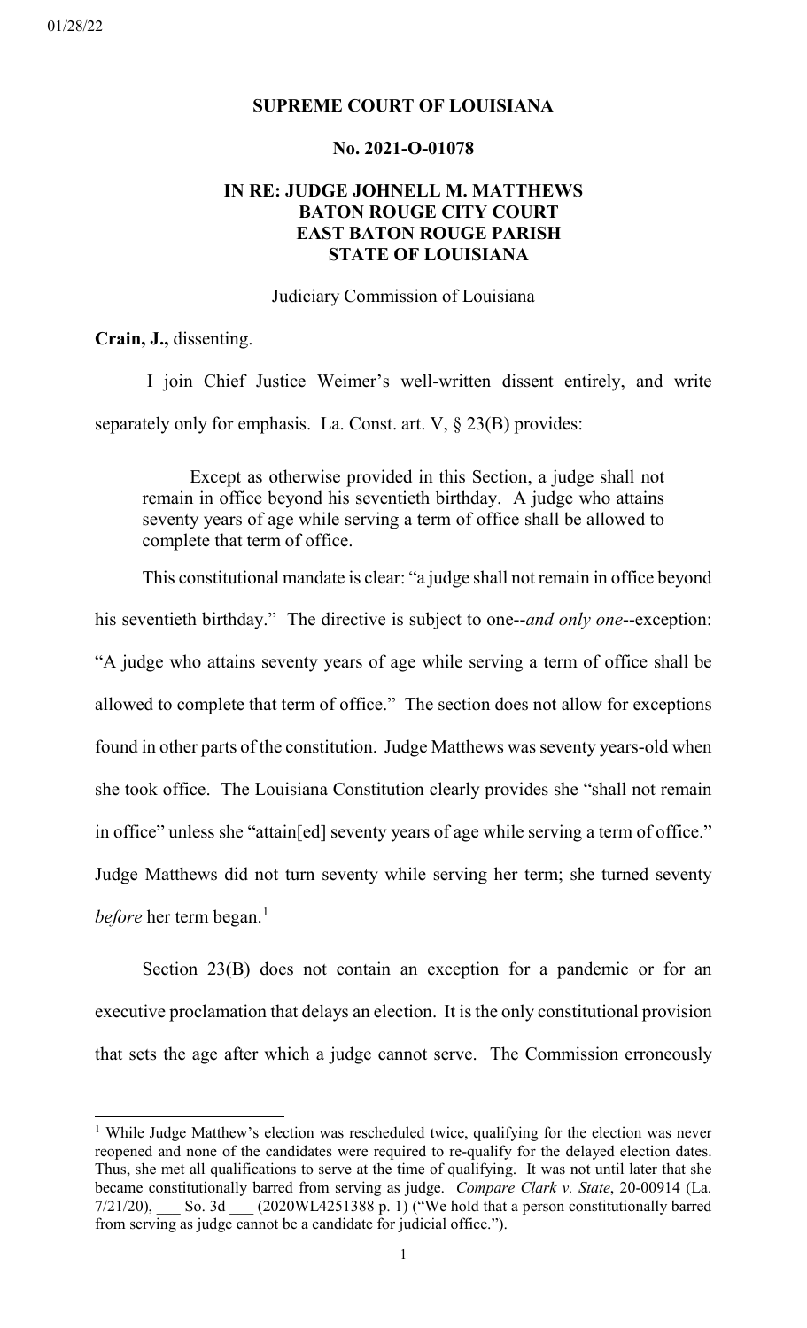01/28/22

**SUPREME COURT OF LOUISIANA**

**No. 2021-O-01078**

**IN RE: JUDGE JOHNELL M. MATTHEWS
BATON ROUGE CITY COURT
EAST BATON ROUGE PARISH
STATE OF LOUISIANA**

Judiciary Commission of Louisiana

**Crain, J.,** dissenting.

I join Chief Justice Weimer's well-written dissent entirely, and write separately only for emphasis. La. Const. art. V, § 23(B) provides:

> Except as otherwise provided in this Section, a judge shall not remain in office beyond his seventieth birthday. A judge who attains seventy years of age while serving a term of office shall be allowed to complete that term of office.

This constitutional mandate is clear: "a judge shall not remain in office beyond his seventieth birthday." The directive is subject to one--*and only one*--exception: "A judge who attains seventy years of age while serving a term of office shall be allowed to complete that term of office." The section does not allow for exceptions found in other parts of the constitution. Judge Matthews was seventy years-old when she took office. The Louisiana Constitution clearly provides she "shall not remain in office" unless she "attain[ed] seventy years of age while serving a term of office." Judge Matthews did not turn seventy while serving her term; she turned seventy *before* her term began.[1]

Section 23(B) does not contain an exception for a pandemic or for an executive proclamation that delays an election. It is the only constitutional provision that sets the age after which a judge cannot serve. The Commission erroneously

---

[1] While Judge Matthew's election was rescheduled twice, qualifying for the election was never reopened and none of the candidates were required to re-qualify for the delayed election dates. Thus, she met all qualifications to serve at the time of qualifying. It was not until later that she became constitutionally barred from serving as judge. *Compare Clark v. State*, 20-00914 (La. 7/21/20), ___ So. 3d ___ (2020WL4251388 p. 1) ("We hold that a person constitutionally barred from serving as judge cannot be a candidate for judicial office.").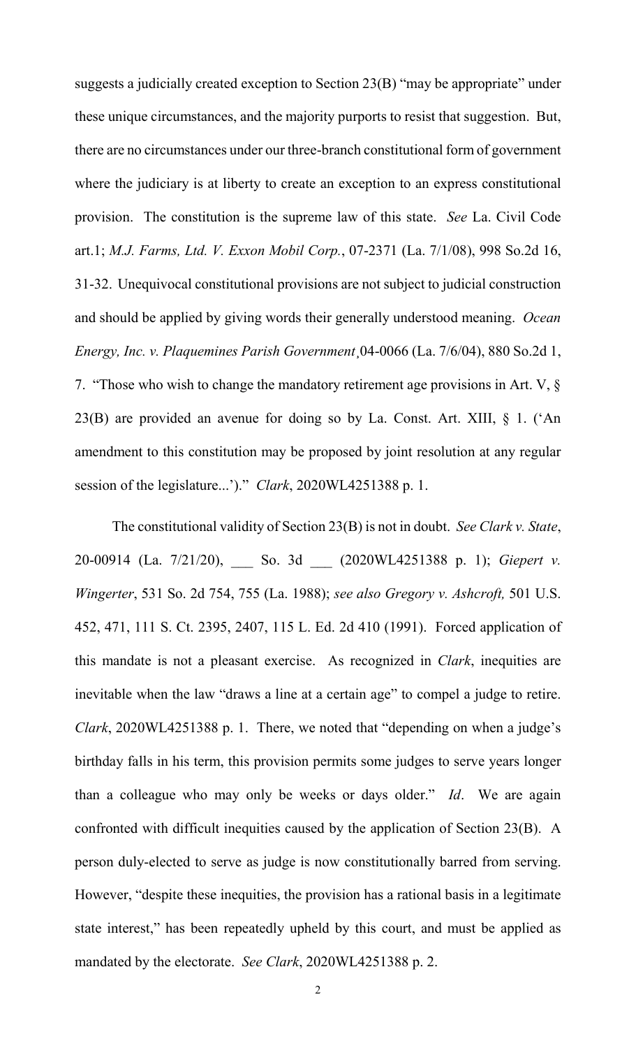suggests a judicially created exception to Section 23(B) "may be appropriate" under these unique circumstances, and the majority purports to resist that suggestion. But, there are no circumstances under our three-branch constitutional form of government where the judiciary is at liberty to create an exception to an express constitutional provision. The constitution is the supreme law of this state. *See* La. Civil Code art.1; *M.J. Farms, Ltd. V. Exxon Mobil Corp.*, 07-2371 (La. 7/1/08), 998 So.2d 16, 31-32. Unequivocal constitutional provisions are not subject to judicial construction and should be applied by giving words their generally understood meaning. *Ocean Energy, Inc. v. Plaquemines Parish Government*¸04-0066 (La. 7/6/04), 880 So.2d 1, 7. "Those who wish to change the mandatory retirement age provisions in Art. V, § 23(B) are provided an avenue for doing so by La. Const. Art. XIII, § 1. ('An amendment to this constitution may be proposed by joint resolution at any regular session of the legislature...')." *Clark*, 2020WL4251388 p. 1.

The constitutional validity of Section 23(B) is not in doubt. *See Clark v. State*, 20-00914 (La. 7/21/20), ___ So. 3d ___ (2020WL4251388 p. 1); *Giepert v. Wingerter*, 531 So. 2d 754, 755 (La. 1988); *see also Gregory v. Ashcroft,* 501 U.S. 452, 471, 111 S. Ct. 2395, 2407, 115 L. Ed. 2d 410 (1991). Forced application of this mandate is not a pleasant exercise. As recognized in *Clark*, inequities are inevitable when the law "draws a line at a certain age" to compel a judge to retire. *Clark*, 2020WL4251388 p. 1. There, we noted that "depending on when a judge's birthday falls in his term, this provision permits some judges to serve years longer than a colleague who may only be weeks or days older." *Id*. We are again confronted with difficult inequities caused by the application of Section 23(B). A person duly-elected to serve as judge is now constitutionally barred from serving. However, "despite these inequities, the provision has a rational basis in a legitimate state interest," has been repeatedly upheld by this court, and must be applied as mandated by the electorate. *See Clark*, 2020WL4251388 p. 2.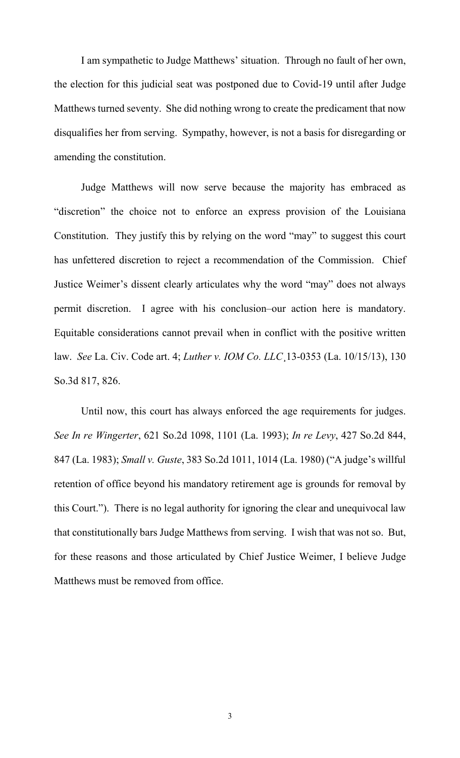I am sympathetic to Judge Matthews' situation. Through no fault of her own, the election for this judicial seat was postponed due to Covid-19 until after Judge Matthews turned seventy. She did nothing wrong to create the predicament that now disqualifies her from serving. Sympathy, however, is not a basis for disregarding or amending the constitution.

Judge Matthews will now serve because the majority has embraced as "discretion" the choice not to enforce an express provision of the Louisiana Constitution. They justify this by relying on the word "may" to suggest this court has unfettered discretion to reject a recommendation of the Commission. Chief Justice Weimer's dissent clearly articulates why the word "may" does not always permit discretion. I agree with his conclusion–our action here is mandatory. Equitable considerations cannot prevail when in conflict with the positive written law. *See* La. Civ. Code art. 4; *Luther v. IOM Co. LLC*¸13-0353 (La. 10/15/13), 130 So.3d 817, 826.

Until now, this court has always enforced the age requirements for judges. *See In re Wingerter*, 621 So.2d 1098, 1101 (La. 1993); *In re Levy*, 427 So.2d 844, 847 (La. 1983); *Small v. Guste*, 383 So.2d 1011, 1014 (La. 1980) ("A judge's willful retention of office beyond his mandatory retirement age is grounds for removal by this Court."). There is no legal authority for ignoring the clear and unequivocal law that constitutionally bars Judge Matthews from serving. I wish that was not so. But, for these reasons and those articulated by Chief Justice Weimer, I believe Judge Matthews must be removed from office.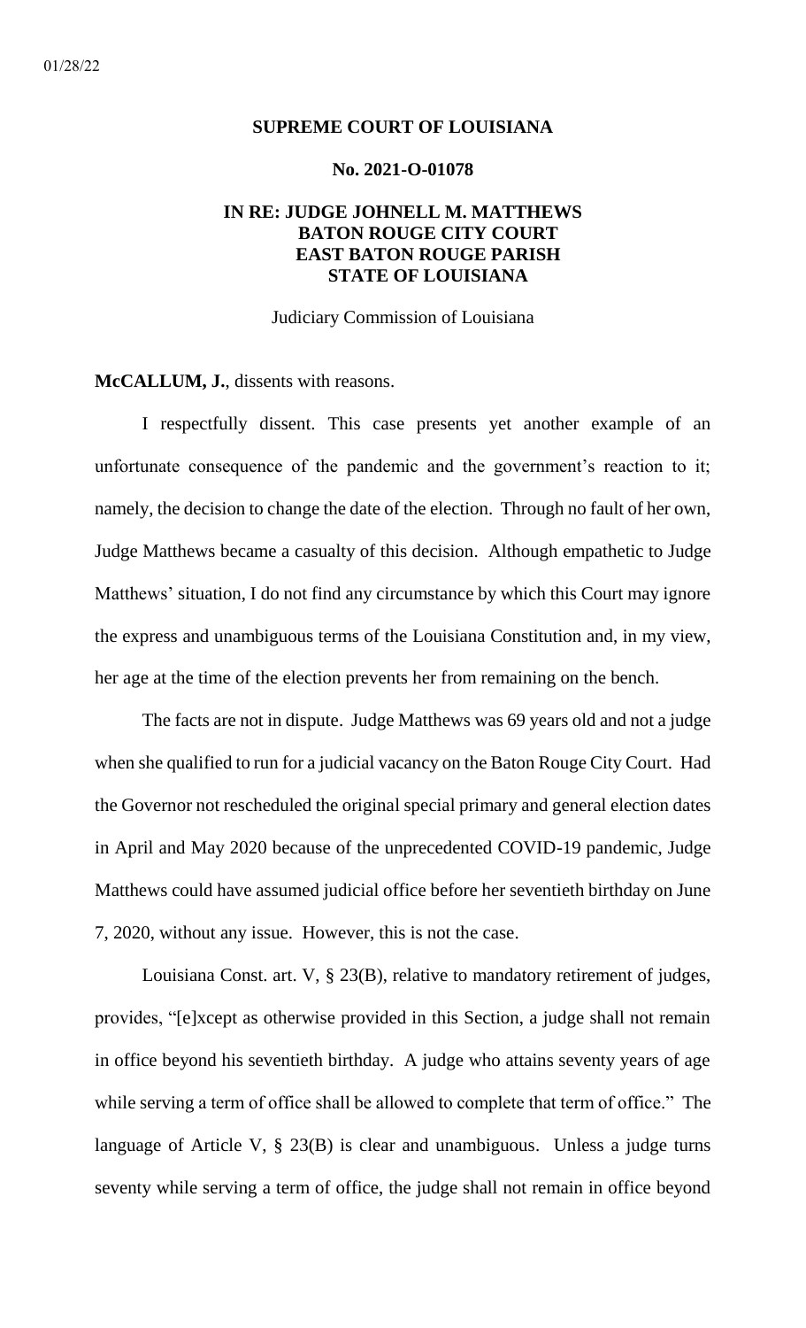01/28/22

**SUPREME COURT OF LOUISIANA**

**No. 2021-O-01078**

**IN RE: JUDGE JOHNELL M. MATTHEWS**
**BATON ROUGE CITY COURT**
**EAST BATON ROUGE PARISH**
**STATE OF LOUISIANA**

Judiciary Commission of Louisiana

**McCALLUM, J.**, dissents with reasons.

I respectfully dissent. This case presents yet another example of an unfortunate consequence of the pandemic and the government's reaction to it; namely, the decision to change the date of the election. Through no fault of her own, Judge Matthews became a casualty of this decision. Although empathetic to Judge Matthews' situation, I do not find any circumstance by which this Court may ignore the express and unambiguous terms of the Louisiana Constitution and, in my view, her age at the time of the election prevents her from remaining on the bench.

The facts are not in dispute. Judge Matthews was 69 years old and not a judge when she qualified to run for a judicial vacancy on the Baton Rouge City Court. Had the Governor not rescheduled the original special primary and general election dates in April and May 2020 because of the unprecedented COVID-19 pandemic, Judge Matthews could have assumed judicial office before her seventieth birthday on June 7, 2020, without any issue. However, this is not the case.

Louisiana Const. art. V, § 23(B), relative to mandatory retirement of judges, provides, "[e]xcept as otherwise provided in this Section, a judge shall not remain in office beyond his seventieth birthday. A judge who attains seventy years of age while serving a term of office shall be allowed to complete that term of office." The language of Article V, § 23(B) is clear and unambiguous. Unless a judge turns seventy while serving a term of office, the judge shall not remain in office beyond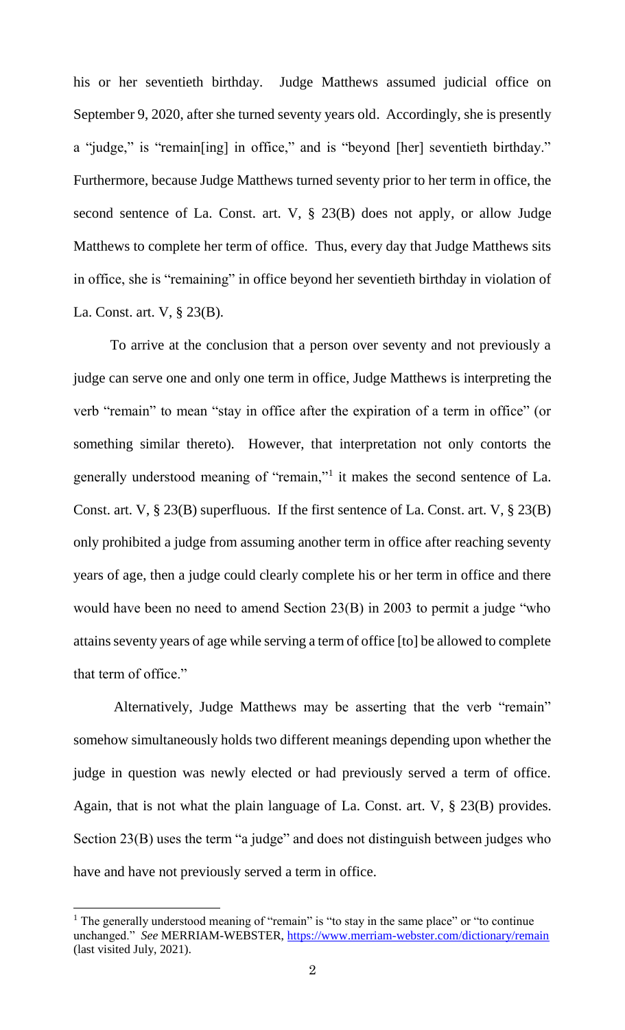his or her seventieth birthday. Judge Matthews assumed judicial office on September 9, 2020, after she turned seventy years old. Accordingly, she is presently a "judge," is "remain[ing] in office," and is "beyond [her] seventieth birthday." Furthermore, because Judge Matthews turned seventy prior to her term in office, the second sentence of La. Const. art. V, § 23(B) does not apply, or allow Judge Matthews to complete her term of office. Thus, every day that Judge Matthews sits in office, she is "remaining" in office beyond her seventieth birthday in violation of La. Const. art. V, § 23(B).

To arrive at the conclusion that a person over seventy and not previously a judge can serve one and only one term in office, Judge Matthews is interpreting the verb "remain" to mean "stay in office after the expiration of a term in office" (or something similar thereto). However, that interpretation not only contorts the generally understood meaning of "remain,"[1] it makes the second sentence of La. Const. art. V, § 23(B) superfluous. If the first sentence of La. Const. art. V, § 23(B) only prohibited a judge from assuming another term in office after reaching seventy years of age, then a judge could clearly complete his or her term in office and there would have been no need to amend Section 23(B) in 2003 to permit a judge "who attains seventy years of age while serving a term of office [to] be allowed to complete that term of office."

Alternatively, Judge Matthews may be asserting that the verb "remain" somehow simultaneously holds two different meanings depending upon whether the judge in question was newly elected or had previously served a term of office. Again, that is not what the plain language of La. Const. art. V, § 23(B) provides. Section 23(B) uses the term "a judge" and does not distinguish between judges who have and have not previously served a term in office.

---

[1] The generally understood meaning of "remain" is "to stay in the same place" or "to continue unchanged." *See* MERRIAM-WEBSTER, https://www.merriam-webster.com/dictionary/remain (last visited July, 2021).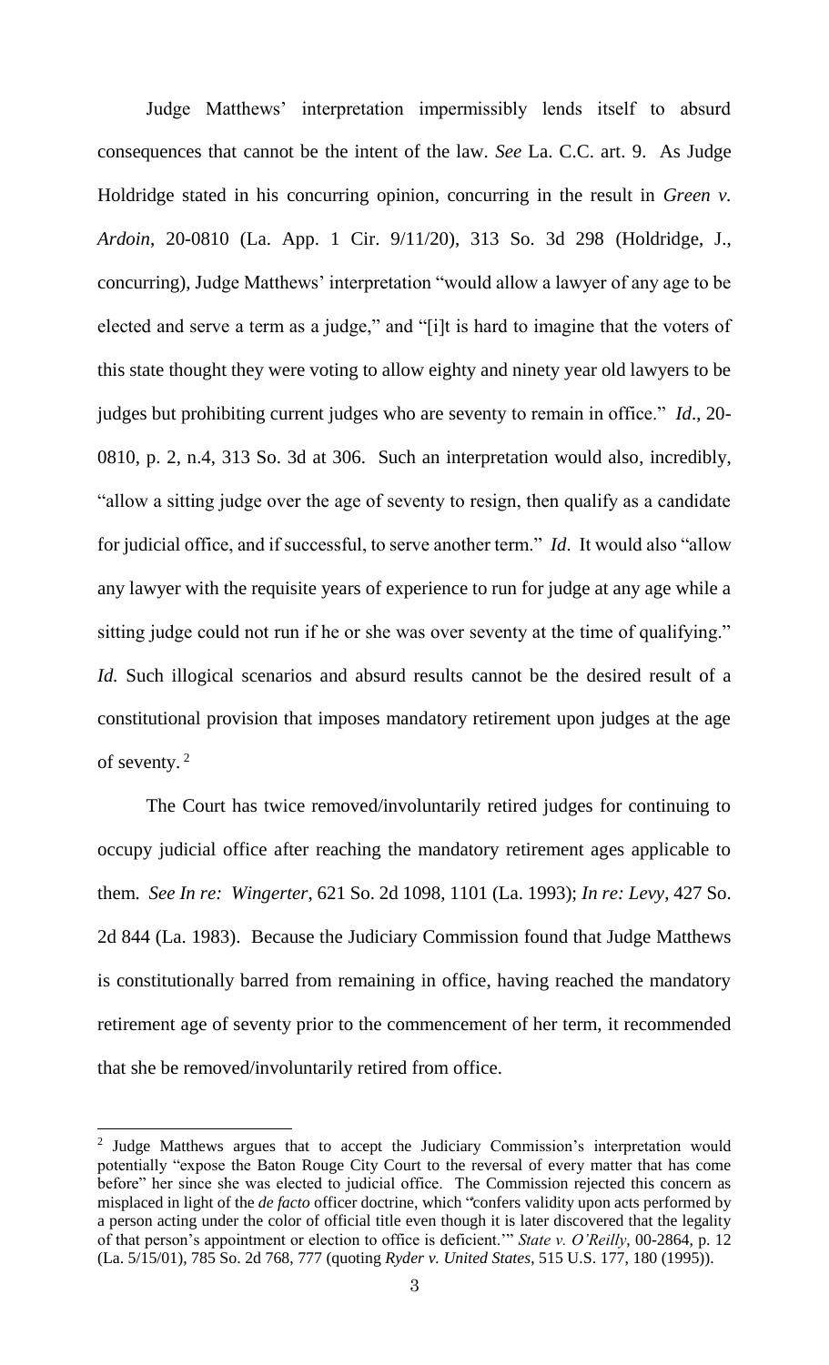Judge Matthews' interpretation impermissibly lends itself to absurd consequences that cannot be the intent of the law. *See* La. C.C. art. 9. As Judge Holdridge stated in his concurring opinion, concurring in the result in *Green v. Ardoin*, 20-0810 (La. App. 1 Cir. 9/11/20), 313 So. 3d 298 (Holdridge, J., concurring), Judge Matthews' interpretation "would allow a lawyer of any age to be elected and serve a term as a judge," and "[i]t is hard to imagine that the voters of this state thought they were voting to allow eighty and ninety year old lawyers to be judges but prohibiting current judges who are seventy to remain in office." *Id*., 20-0810, p. 2, n.4, 313 So. 3d at 306. Such an interpretation would also, incredibly, "allow a sitting judge over the age of seventy to resign, then qualify as a candidate for judicial office, and if successful, to serve another term." *Id*. It would also "allow any lawyer with the requisite years of experience to run for judge at any age while a sitting judge could not run if he or she was over seventy at the time of qualifying." *Id.* Such illogical scenarios and absurd results cannot be the desired result of a constitutional provision that imposes mandatory retirement upon judges at the age of seventy. [2]

The Court has twice removed/involuntarily retired judges for continuing to occupy judicial office after reaching the mandatory retirement ages applicable to them. *See In re: Wingerter*, 621 So. 2d 1098, 1101 (La. 1993); *In re: Levy*, 427 So. 2d 844 (La. 1983). Because the Judiciary Commission found that Judge Matthews is constitutionally barred from remaining in office, having reached the mandatory retirement age of seventy prior to the commencement of her term, it recommended that she be removed/involuntarily retired from office.

---

[2] Judge Matthews argues that to accept the Judiciary Commission's interpretation would potentially "expose the Baton Rouge City Court to the reversal of every matter that has come before" her since she was elected to judicial office. The Commission rejected this concern as misplaced in light of the *de facto* officer doctrine, which "confers validity upon acts performed by a person acting under the color of official title even though it is later discovered that the legality of that person's appointment or election to office is deficient.'" *State v. O'Reilly*, 00-2864, p. 12 (La. 5/15/01), 785 So. 2d 768, 777 (quoting *Ryder v. United States*, 515 U.S. 177, 180 (1995)).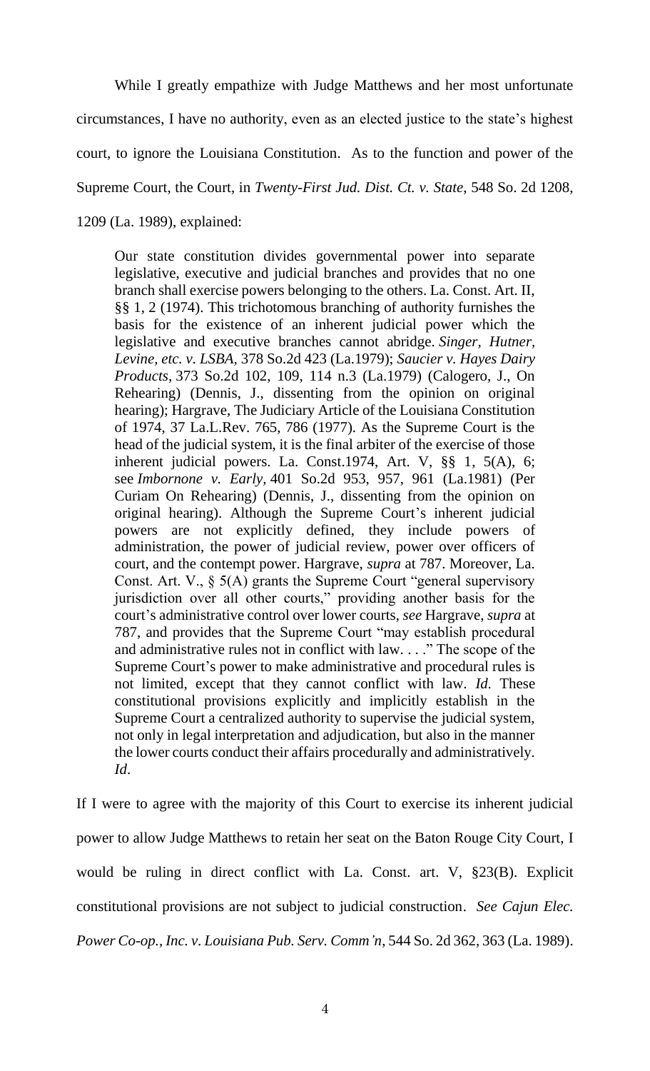While I greatly empathize with Judge Matthews and her most unfortunate circumstances, I have no authority, even as an elected justice to the state's highest court, to ignore the Louisiana Constitution. As to the function and power of the Supreme Court, the Court, in *Twenty-First Jud. Dist. Ct. v. State*, 548 So. 2d 1208, 1209 (La. 1989), explained:

> Our state constitution divides governmental power into separate legislative, executive and judicial branches and provides that no one branch shall exercise powers belonging to the others. La. Const. Art. II, §§ 1, 2 (1974). This trichotomous branching of authority furnishes the basis for the existence of an inherent judicial power which the legislative and executive branches cannot abridge. *Singer, Hutner, Levine, etc. v. LSBA*, 378 So.2d 423 (La.1979); *Saucier v. Hayes Dairy Products*, 373 So.2d 102, 109, 114 n.3 (La.1979) (Calogero, J., On Rehearing) (Dennis, J., dissenting from the opinion on original hearing); Hargrave, The Judiciary Article of the Louisiana Constitution of 1974, 37 La.L.Rev. 765, 786 (1977). As the Supreme Court is the head of the judicial system, it is the final arbiter of the exercise of those inherent judicial powers. La. Const.1974, Art. V, §§ 1, 5(A), 6; see *Imbornone v. Early*, 401 So.2d 953, 957, 961 (La.1981) (Per Curiam On Rehearing) (Dennis, J., dissenting from the opinion on original hearing). Although the Supreme Court's inherent judicial powers are not explicitly defined, they include powers of administration, the power of judicial review, power over officers of court, and the contempt power. Hargrave, *supra* at 787. Moreover, La. Const. Art. V., § 5(A) grants the Supreme Court "general supervisory jurisdiction over all other courts," providing another basis for the court's administrative control over lower courts, *see* Hargrave, *supra* at 787, and provides that the Supreme Court "may establish procedural and administrative rules not in conflict with law. . . ." The scope of the Supreme Court's power to make administrative and procedural rules is not limited, except that they cannot conflict with law. *Id.* These constitutional provisions explicitly and implicitly establish in the Supreme Court a centralized authority to supervise the judicial system, not only in legal interpretation and adjudication, but also in the manner the lower courts conduct their affairs procedurally and administratively. *Id*.

If I were to agree with the majority of this Court to exercise its inherent judicial power to allow Judge Matthews to retain her seat on the Baton Rouge City Court, I would be ruling in direct conflict with La. Const. art. V, §23(B). Explicit constitutional provisions are not subject to judicial construction. *See Cajun Elec. Power Co-op., Inc. v. Louisiana Pub. Serv. Comm'n*, 544 So. 2d 362, 363 (La. 1989).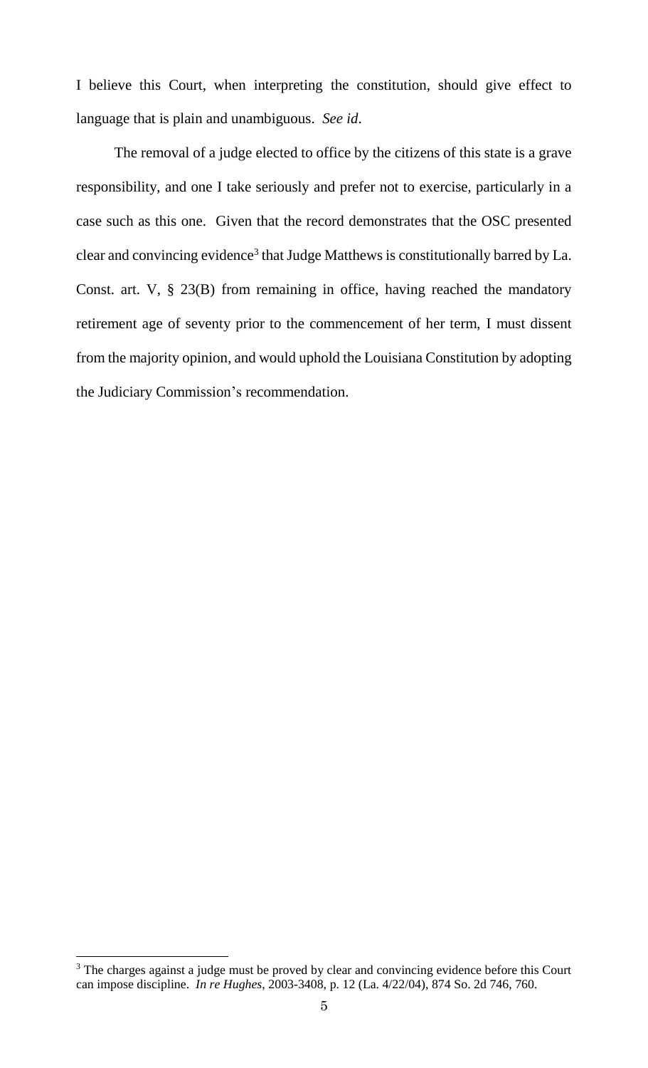I believe this Court, when interpreting the constitution, should give effect to language that is plain and unambiguous. *See id*.

The removal of a judge elected to office by the citizens of this state is a grave responsibility, and one I take seriously and prefer not to exercise, particularly in a case such as this one. Given that the record demonstrates that the OSC presented clear and convincing evidence[3] that Judge Matthews is constitutionally barred by La. Const. art. V, § 23(B) from remaining in office, having reached the mandatory retirement age of seventy prior to the commencement of her term, I must dissent from the majority opinion, and would uphold the Louisiana Constitution by adopting the Judiciary Commission's recommendation.

---

[3] The charges against a judge must be proved by clear and convincing evidence before this Court can impose discipline. *In re Hughes*, 2003-3408, p. 12 (La. 4/22/04), 874 So. 2d 746, 760.